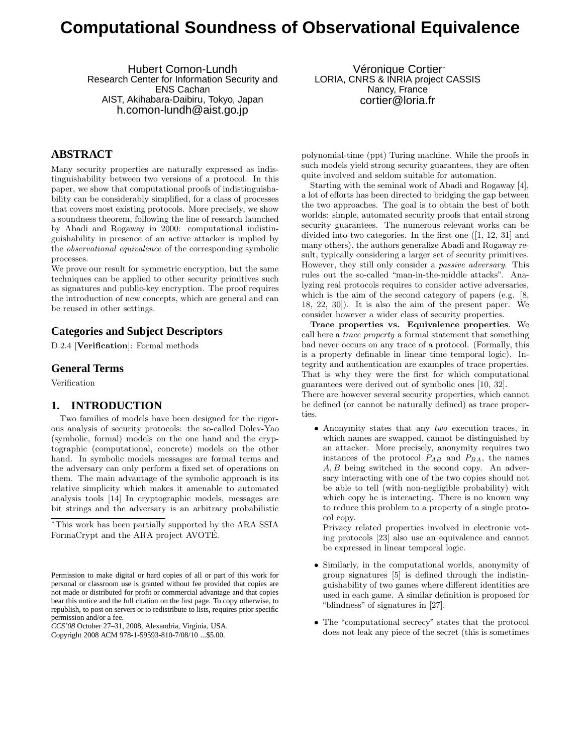# Computational Soundness of Observational Equivalence

Hubert Comon-Lundh
Research Center for Information Security and ENS Cachan
AIST, Akihabara-Daibiru, Tokyo, Japan
h.comon-lundh@aist.go.jp

Véronique Cortier*
LORIA, CNRS & INRIA project CASSIS
Nancy, France
cortier@loria.fr

## ABSTRACT

Many security properties are naturally expressed as indistinguishability between two versions of a protocol. In this paper, we show that computational proofs of indistinguishability can be considerably simplified, for a class of processes that covers most existing protocols. More precisely, we show a soundness theorem, following the line of research launched by Abadi and Rogaway in 2000: computational indistinguishability in presence of an active attacker is implied by the *observational equivalence* of the corresponding symbolic processes.

We prove our result for symmetric encryption, but the same techniques can be applied to other security primitives such as signatures and public-key encryption. The proof requires the introduction of new concepts, which are general and can be reused in other settings.

## Categories and Subject Descriptors

D.2.4 [**Verification**]: Formal methods

## General Terms

Verification

## 1. INTRODUCTION

Two families of models have been designed for the rigorous analysis of security protocols: the so-called Dolev-Yao (symbolic, formal) models on the one hand and the cryptographic (computational, concrete) models on the other hand. In symbolic models messages are formal terms and the adversary can only perform a fixed set of operations on them. The main advantage of the symbolic approach is its relative simplicity which makes it amenable to automated analysis tools [14] In cryptographic models, messages are bit strings and the adversary is an arbitrary probabilistic polynomial-time (ppt) Turing machine. While the proofs in such models yield strong security guarantees, they are often quite involved and seldom suitable for automation.

Starting with the seminal work of Abadi and Rogaway [4], a lot of efforts has been directed to bridging the gap between the two approaches. The goal is to obtain the best of both worlds: simple, automated security proofs that entail strong security guarantees. The numerous relevant works can be divided into two categories. In the first one ([1, 12, 31] and many others), the authors generalize Abadi and Rogaway result, typically considering a larger set of security primitives. However, they still only consider a *passive adversary*. This rules out the so-called "man-in-the-middle attacks". Analyzing real protocols requires to consider active adversaries, which is the aim of the second category of papers (e.g. [8, 18, 22, 30]). It is also the aim of the present paper. We consider however a wider class of security properties.

**Trace properties vs. Equivalence properties**. We call here a *trace property* a formal statement that something bad never occurs on any trace of a protocol. (Formally, this is a property definable in linear time temporal logic). Integrity and authentication are examples of trace properties. That is why they were the first for which computational guarantees were derived out of symbolic ones [10, 32].

There are however several security properties, which cannot be defined (or cannot be naturally defined) as trace properties.

- Anonymity states that any *two* execution traces, in which names are swapped, cannot be distinguished by an attacker. More precisely, anonymity requires two instances of the protocol $P_{AB}$ and $P_{BA}$, the names $A, B$ being switched in the second copy. An adversary interacting with one of the two copies should not be able to tell (with non-negligible probability) with which copy he is interacting. There is no known way to reduce this problem to a property of a single protocol copy.

  Privacy related properties involved in electronic voting protocols [23] also use an equivalence and cannot be expressed in linear temporal logic.

- Similarly, in the computational worlds, anonymity of group signatures [5] is defined through the indistinguishability of two games where different identities are used in each game. A similar definition is proposed for "blindness" of signatures in [27].

- The "computational secrecy" states that the protocol does not leak any piece of the secret (this is sometimes

*This work has been partially supported by the ARA SSIA FormaCrypt and the ARA project AVOTÉ.

Permission to make digital or hard copies of all or part of this work for personal or classroom use is granted without fee provided that copies are not made or distributed for profit or commercial advantage and that copies bear this notice and the full citation on the first page. To copy otherwise, to republish, to post on servers or to redistribute to lists, requires prior specific permission and/or a fee.
*CCS'08* October 27–31, 2008, Alexandria, Virginia, USA.
Copyright 2008 ACM 978-1-59593-810-7/08/10 ...$5.00.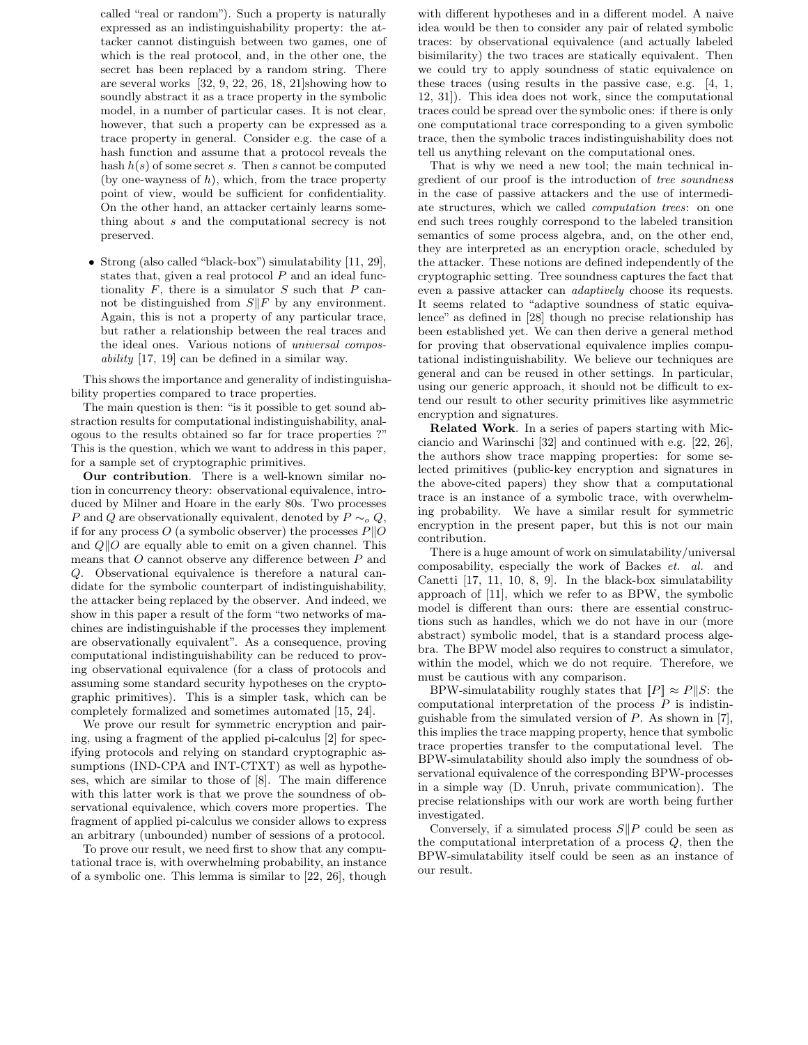called "real or random"). Such a property is naturally expressed as an indistinguishability property: the attacker cannot distinguish between two games, one of which is the real protocol, and, in the other one, the secret has been replaced by a random string. There are several works [32, 9, 22, 26, 18, 21]showing how to soundly abstract it as a trace property in the symbolic model, in a number of particular cases. It is not clear, however, that such a property can be expressed as a trace property in general. Consider e.g. the case of a hash function and assume that a protocol reveals the hash $h(s)$ of some secret $s$. Then $s$ cannot be computed (by one-wayness of $h$), which, from the trace property point of view, would be sufficient for confidentiality. On the other hand, an attacker certainly learns something about $s$ and the computational secrecy is not preserved.

- Strong (also called "black-box") simulatability [11, 29], states that, given a real protocol $P$ and an ideal functionality $F$, there is a simulator $S$ such that $P$ cannot be distinguished from $S \| F$ by any environment. Again, this is not a property of any particular trace, but rather a relationship between the real traces and the ideal ones. Various notions of *universal composability* [17, 19] can be defined in a similar way.

This shows the importance and generality of indistinguishability properties compared to trace properties.

The main question is then: "is it possible to get sound abstraction results for computational indistinguishability, analogous to the results obtained so far for trace properties ?" This is the question, which we want to address in this paper, for a sample set of cryptographic primitives.

**Our contribution**. There is a well-known similar notion in concurrency theory: observational equivalence, introduced by Milner and Hoare in the early 80s. Two processes $P$ and $Q$ are observationally equivalent, denoted by $P \sim_o Q$, if for any process $O$ (a symbolic observer) the processes $P \| O$ and $Q \| O$ are equally able to emit on a given channel. This means that $O$ cannot observe any difference between $P$ and $Q$. Observational equivalence is therefore a natural candidate for the symbolic counterpart of indistinguishability, the attacker being replaced by the observer. And indeed, we show in this paper a result of the form "two networks of machines are indistinguishable if the processes they implement are observationally equivalent". As a consequence, proving computational indistinguishability can be reduced to proving observational equivalence (for a class of protocols and assuming some standard security hypotheses on the cryptographic primitives). This is a simpler task, which can be completely formalized and sometimes automated [15, 24].

We prove our result for symmetric encryption and pairing, using a fragment of the applied pi-calculus [2] for specifying protocols and relying on standard cryptographic assumptions (IND-CPA and INT-CTXT) as well as hypotheses, which are similar to those of [8]. The main difference with this latter work is that we prove the soundness of observational equivalence, which covers more properties. The fragment of applied pi-calculus we consider allows to express an arbitrary (unbounded) number of sessions of a protocol.

To prove our result, we need first to show that any computational trace is, with overwhelming probability, an instance of a symbolic one. This lemma is similar to [22, 26], though with different hypotheses and in a different model. A naive idea would be then to consider any pair of related symbolic traces: by observational equivalence (and actually labeled bisimilarity) the two traces are statically equivalent. Then we could try to apply soundness of static equivalence on these traces (using results in the passive case, e.g. [4, 1, 12, 31]). This idea does not work, since the computational traces could be spread over the symbolic ones: if there is only one computational trace corresponding to a given symbolic trace, then the symbolic traces indistinguishability does not tell us anything relevant on the computational ones.

That is why we need a new tool; the main technical ingredient of our proof is the introduction of *tree soundness* in the case of passive attackers and the use of intermediate structures, which we called *computation trees*: on one end such trees roughly correspond to the labeled transition semantics of some process algebra, and, on the other end, they are interpreted as an encryption oracle, scheduled by the attacker. These notions are defined independently of the cryptographic setting. Tree soundness captures the fact that even a passive attacker can *adaptively* choose its requests. It seems related to "adaptive soundness of static equivalence" as defined in [28] though no precise relationship has been established yet. We can then derive a general method for proving that observational equivalence implies computational indistinguishability. We believe our techniques are general and can be reused in other settings. In particular, using our generic approach, it should not be difficult to extend our result to other security primitives like asymmetric encryption and signatures.

**Related Work**. In a series of papers starting with Micciancio and Warinschi [32] and continued with e.g. [22, 26], the authors show trace mapping properties: for some selected primitives (public-key encryption and signatures in the above-cited papers) they show that a computational trace is an instance of a symbolic trace, with overwhelming probability. We have a similar result for symmetric encryption in the present paper, but this is not our main contribution.

There is a huge amount of work on simulatability/universal composability, especially the work of Backes *et. al.* and Canetti [17, 11, 10, 8, 9]. In the black-box simulatability approach of [11], which we refer to as BPW, the symbolic model is different than ours: there are essential constructions such as handles, which we do not have in our (more abstract) symbolic model, that is a standard process algebra. The BPW model also requires to construct a simulator, within the model, which we do not require. Therefore, we must be cautious with any comparison.

BPW-simulatability roughly states that $[\![P]\!] \approx P \| S$: the computational interpretation of the process $P$ is indistinguishable from the simulated version of $P$. As shown in [7], this implies the trace mapping property, hence that symbolic trace properties transfer to the computational level. The BPW-simulatability should also imply the soundness of observational equivalence of the corresponding BPW-processes in a simple way (D. Unruh, private communication). The precise relationships with our work are worth being further investigated.

Conversely, if a simulated process $S \| P$ could be seen as the computational interpretation of a process $Q$, then the BPW-simulatability itself could be seen as an instance of our result.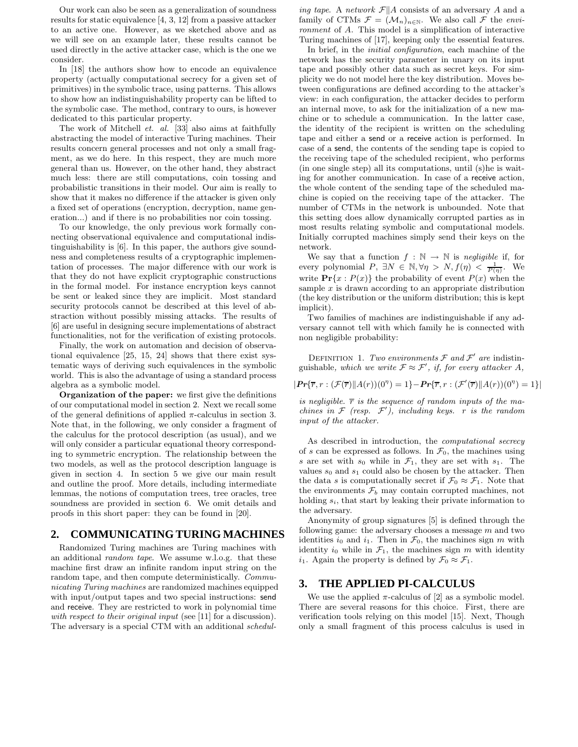Our work can also be seen as a generalization of soundness results for static equivalence [4, 3, 12] from a passive attacker to an active one. However, as we sketched above and as we will see on an example later, these results cannot be used directly in the active attacker case, which is the one we consider.

In [18] the authors show how to encode an equivalence property (actually computational secrecy for a given set of primitives) in the symbolic trace, using patterns. This allows to show how an indistinguishability property can be lifted to the symbolic case. The method, contrary to ours, is however dedicated to this particular property.

The work of Mitchell *et. al.* [33] also aims at faithfully abstracting the model of interactive Turing machines. Their results concern general processes and not only a small fragment, as we do here. In this respect, they are much more general than us. However, on the other hand, they abstract much less: there are still computations, coin tossing and probabilistic transitions in their model. Our aim is really to show that it makes no difference if the attacker is given only a fixed set of operations (encryption, decryption, name generation...) and if there is no probabilities nor coin tossing.

To our knowledge, the only previous work formally connecting observational equivalence and computational indistinguishability is [6]. In this paper, the authors give soundness and completeness results of a cryptographic implementation of processes. The major difference with our work is that they do not have explicit cryptographic constructions in the formal model. For instance encryption keys cannot be sent or leaked since they are implicit. Most standard security protocols cannot be described at this level of abstraction without possibly missing attacks. The results of [6] are useful in designing secure implementations of abstract functionalities, not for the verification of existing protocols.

Finally, the work on automation and decision of observational equivalence [25, 15, 24] shows that there exist systematic ways of deriving such equivalences in the symbolic world. This is also the advantage of using a standard process algebra as a symbolic model.

**Organization of the paper:** we first give the definitions of our computational model in section 2. Next we recall some of the general definitions of applied $\pi$-calculus in section 3. Note that, in the following, we only consider a fragment of the calculus for the protocol description (as usual), and we will only consider a particular equational theory corresponding to symmetric encryption. The relationship between the two models, as well as the protocol description language is given in section 4. In section 5 we give our main result and outline the proof. More details, including intermediate lemmas, the notions of computation trees, tree oracles, tree soundness are provided in section 6. We omit details and proofs in this short paper: they can be found in [20].

## 2. COMMUNICATING TURING MACHINES

Randomized Turing machines are Turing machines with an additional *random tape*. We assume w.l.o.g. that these machine first draw an infinite random input string on the random tape, and then compute deterministically. *Communicating Turing machines* are randomized machines equipped with input/output tapes and two special instructions: send and receive. They are restricted to work in polynomial time *with respect to their original input* (see [11] for a discussion). The adversary is a special CTM with an additional *scheduling tape*. A *network* $\mathcal{F}\|A$ consists of an adversary $A$ and a family of CTMs $\mathcal{F} = (\mathcal{M}_n)_{n\in\mathbb{N}}$. We also call $\mathcal{F}$ the *environment* of $A$. This model is a simplification of interactive Turing machines of [17], keeping only the essential features.

In brief, in the *initial configuration*, each machine of the network has the security parameter in unary on its input tape and possibly other data such as secret keys. For simplicity we do not model here the key distribution. Moves between configurations are defined according to the attacker's view: in each configuration, the attacker decides to perform an internal move, to ask for the initialization of a new machine or to schedule a communication. In the latter case, the identity of the recipient is written on the scheduling tape and either a send or a receive action is performed. In case of a send, the contents of the sending tape is copied to the receiving tape of the scheduled recipient, who performs (in one single step) all its computations, until (s)he is waiting for another communication. In case of a receive action, the whole content of the sending tape of the scheduled machine is copied on the receiving tape of the attacker. The number of CTMs in the network is unbounded. Note that this setting does allow dynamically corrupted parties as in most results relating symbolic and computational models. Initially corrupted machines simply send their keys on the network.

We say that a function $f : \mathbb{N} \to \mathbb{N}$ is *negligible* if, for every polynomial $P$, $\exists N \in \mathbb{N}, \forall \eta > N, f(\eta) < \frac{1}{P(\eta)}$. We write $\mathbf{Pr}\{x : P(x)\}$ the probability of event $P(x)$ when the sample $x$ is drawn according to an appropriate distribution (the key distribution or the uniform distribution; this is kept implicit).

Two families of machines are indistinguishable if any adversary cannot tell with which family he is connected with non negligible probability:

Definition 1. *Two environments $\mathcal{F}$ and $\mathcal{F}'$ are* indistinguishable*, which we write $\mathcal{F} \approx \mathcal{F}'$, if, for every attacker $A$,*

$$|\mathbf{Pr}\{\overline{r}, r : (\mathcal{F}(\overline{r})\|A(r))(0^\eta) = 1\} - \mathbf{Pr}\{\overline{r}, r : (\mathcal{F}'(\overline{r})\|A(r))(0^\eta) = 1\}|$$

*is negligible. $\overline{r}$ is the sequence of random inputs of the machines in $\mathcal{F}$ (resp. $\mathcal{F}'$), including keys. $r$ is the random input of the attacker.*

As described in introduction, the *computational secrecy* of $s$ can be expressed as follows. In $\mathcal{F}_0$, the machines using $s$ are set with $s_0$ while in $\mathcal{F}_1$, they are set with $s_1$. The values $s_0$ and $s_1$ could also be chosen by the attacker. Then the data $s$ is computationally secret if $\mathcal{F}_0 \approx \mathcal{F}_1$. Note that the environments $\mathcal{F}_b$ may contain corrupted machines, not holding $s_i$, that start by leaking their private information to the adversary.

Anonymity of group signatures [5] is defined through the following game: the adversary chooses a message $m$ and two identities $i_0$ and $i_1$. Then in $\mathcal{F}_0$, the machines sign $m$ with identity $i_0$ while in $\mathcal{F}_1$, the machines sign $m$ with identity $i_1$. Again the property is defined by $\mathcal{F}_0 \approx \mathcal{F}_1$.

## 3. THE APPLIED PI-CALCULUS

We use the applied $\pi$-calculus of [2] as a symbolic model. There are several reasons for this choice. First, there are verification tools relying on this model [15]. Next, Though only a small fragment of this process calculus is used in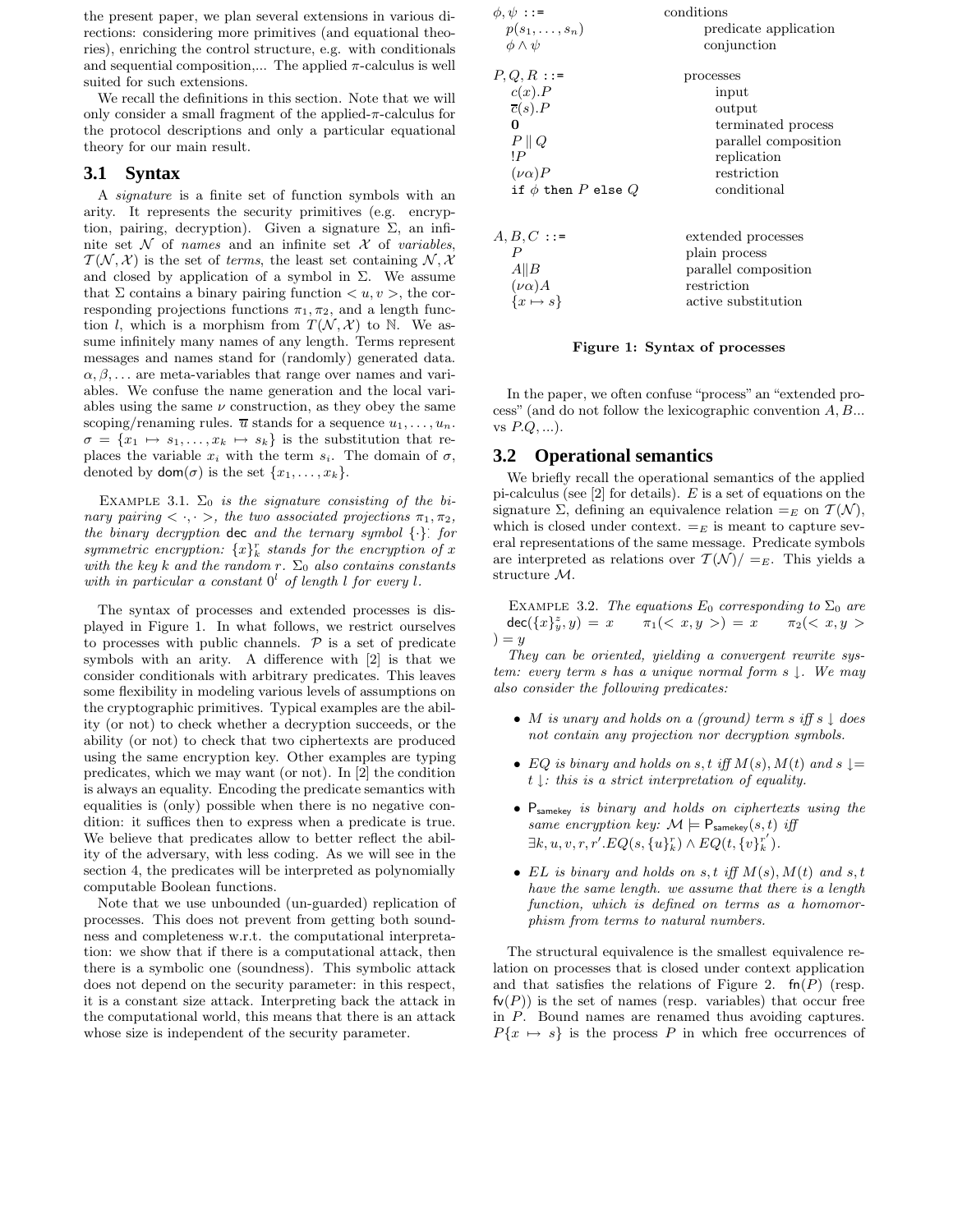the present paper, we plan several extensions in various directions: considering more primitives (and equational theories), enriching the control structure, e.g. with conditionals and sequential composition,... The applied $\pi$-calculus is well suited for such extensions.

We recall the definitions in this section. Note that we will only consider a small fragment of the applied-$\pi$-calculus for the protocol descriptions and only a particular equational theory for our main result.

## 3.1 Syntax

A *signature* is a finite set of function symbols with an arity. It represents the security primitives (e.g. encryption, pairing, decryption). Given a signature $\Sigma$, an infinite set $\mathcal{N}$ of *names* and an infinite set $\mathcal{X}$ of *variables*, $\mathcal{T}(\mathcal{N},\mathcal{X})$ is the set of *terms*, the least set containing $\mathcal{N},\mathcal{X}$ and closed by application of a symbol in $\Sigma$. We assume that $\Sigma$ contains a binary pairing function $< u, v >$, the corresponding projections functions $\pi_1, \pi_2$, and a length function $l$, which is a morphism from $\mathcal{T}(\mathcal{N},\mathcal{X})$ to $\mathbb{N}$. We assume infinitely many names of any length. Terms represent messages and names stand for (randomly) generated data. $\alpha, \beta, \ldots$ are meta-variables that range over names and variables. We confuse the name generation and the local variables using the same $\nu$ construction, as they obey the same scoping/renaming rules. $\overline{u}$ stands for a sequence $u_1, \ldots, u_n$. $\sigma = \{x_1 \mapsto s_1, \ldots, x_k \mapsto s_k\}$ is the substitution that replaces the variable $x_i$ with the term $s_i$. The domain of $\sigma$, denoted by $\mathsf{dom}(\sigma)$ is the set $\{x_1, \ldots, x_k\}$.

Example 3.1. *$\Sigma_0$ is the signature consisting of the binary pairing $< \cdot, \cdot >$, the two associated projections $\pi_1, \pi_2$, the binary decryption* $\mathsf{dec}$ *and the ternary symbol $\{\cdot\}^{\cdot}_{\cdot}$ for symmetric encryption: $\{x\}^r_k$ stands for the encryption of $x$ with the key $k$ and the random $r$. $\Sigma_0$ also contains constants with in particular a constant $0^l$ of length $l$ for every $l$.*

The syntax of processes and extended processes is displayed in Figure 1. In what follows, we restrict ourselves to processes with public channels. $\mathcal{P}$ is a set of predicate symbols with an arity. A difference with [2] is that we consider conditionals with arbitrary predicates. This leaves some flexibility in modeling various levels of assumptions on the cryptographic primitives. Typical examples are the ability (or not) to check whether a decryption succeeds, or the ability (or not) to check that two ciphertexts are produced using the same encryption key. Other examples are typing predicates, which we may want (or not). In [2] the condition is always an equality. Encoding the predicate semantics with equalities is (only) possible when there is no negative condition: it suffices then to express when a predicate is true. We believe that predicates allow to better reflect the ability of the adversary, with less coding. As we will see in the section 4, the predicates will be interpreted as polynomially computable Boolean functions.

Note that we use unbounded (un-guarded) replication of processes. This does not prevent from getting both soundness and completeness w.r.t. the computational interpretation: we show that if there is a computational attack, then there is a symbolic one (soundness). This symbolic attack does not depend on the security parameter: in this respect, it is a constant size attack. Interpreting back the attack in the computational world, this means that there is an attack whose size is independent of the security parameter.

| | |
|---|---|
| $\phi, \psi$ ::= | conditions |
| $p(s_1, \ldots, s_n)$ | predicate application |
| $\phi \wedge \psi$ | conjunction |
| | |
| $P, Q, R$ ::= | processes |
| $c(x).P$ | input |
| $\overline{c}(s).P$ | output |
| $\mathbf{0}$ | terminated process |
| $P \parallel Q$ | parallel composition |
| $!P$ | replication |
| $(\nu\alpha)P$ | restriction |
| `if` $\phi$ `then` $P$ `else` $Q$ | conditional |
| | |
| $A, B, C$ ::= | extended processes |
| $P$ | plain process |
| $A \| B$ | parallel composition |
| $(\nu\alpha)A$ | restriction |
| $\{x \mapsto s\}$ | active substitution |

**Figure 1: Syntax of processes**

In the paper, we often confuse "process" an "extended process" (and do not follow the lexicographic convention $A, B$... vs $P.Q, \ldots$).

## 3.2 Operational semantics

We briefly recall the operational semantics of the applied pi-calculus (see [2] for details). $E$ is a set of equations on the signature $\Sigma$, defining an equivalence relation $=_E$ on $\mathcal{T}(\mathcal{N})$, which is closed under context. $=_E$ is meant to capture several representations of the same message. Predicate symbols are interpreted as relations over $\mathcal{T}(\mathcal{N})/=_E$. This yields a structure $\mathcal{M}$.

Example 3.2. *The equations $E_0$ corresponding to $\Sigma_0$ are* $\mathsf{dec}(\{x\}^z_y, y) = x \quad \pi_1(< x, y >) = x \quad \pi_2(< x, y >) = y$

*They can be oriented, yielding a convergent rewrite system: every term $s$ has a unique normal form $s\downarrow$. We may also consider the following predicates:*

- *$M$ is unary and holds on a (ground) term $s$ iff $s\downarrow$ does not contain any projection nor decryption symbols.*
- *$EQ$ is binary and holds on $s, t$ iff $M(s), M(t)$ and $s\downarrow = t\downarrow$: this is a strict interpretation of equality.*
- *$\mathsf{P}_{\mathsf{samekey}}$ is binary and holds on ciphertexts using the same encryption key: $\mathcal{M} \models \mathsf{P}_{\mathsf{samekey}}(s, t)$ iff $\exists k, u, v, r, r'. EQ(s, \{u\}^r_k) \wedge EQ(t, \{v\}^{r'}_k)$.*
- *$EL$ is binary and holds on $s, t$ iff $M(s), M(t)$ and $s, t$ have the same length. we assume that there is a length function, which is defined on terms as a homomorphism from terms to natural numbers.*

The structural equivalence is the smallest equivalence relation on processes that is closed under context application and that satisfies the relations of Figure 2. $\mathsf{fn}(P)$ (resp. $\mathsf{fv}(P)$) is the set of names (resp. variables) that occur free in $P$. Bound names are renamed thus avoiding captures. $P\{x \mapsto s\}$ is the process $P$ in which free occurrences of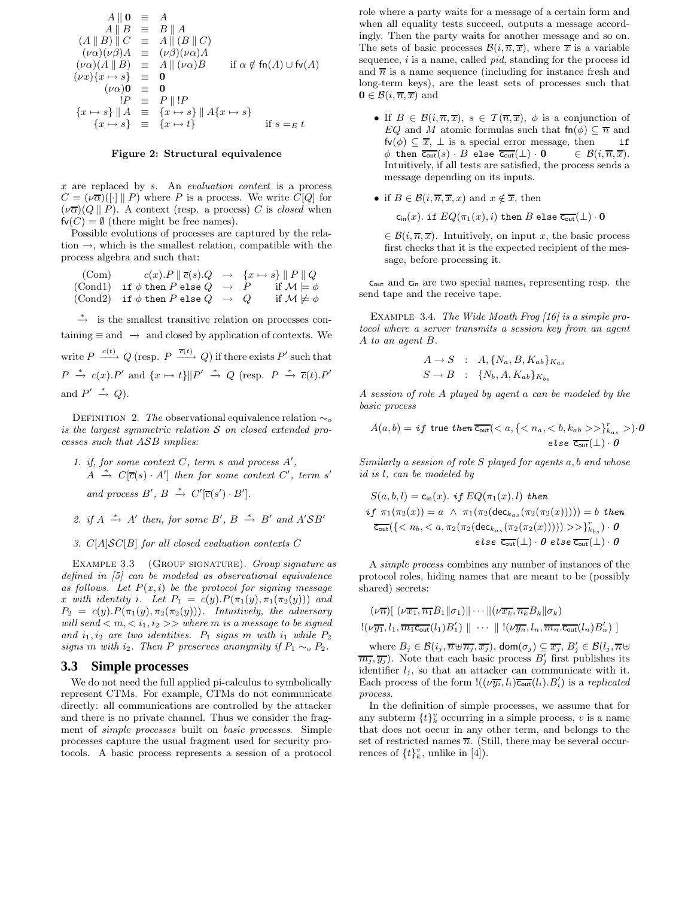$$
\begin{array}{rcll}
A \parallel \mathbf{0} & \equiv & A & \\
A \parallel B & \equiv & B \parallel A & \\
(A \parallel B) \parallel C & \equiv & A \parallel (B \parallel C) & \\
(\nu\alpha)(\nu\beta)A & \equiv & (\nu\beta)(\nu\alpha)A & \\
(\nu\alpha)(A \parallel B) & \equiv & A \parallel (\nu\alpha)B & \text{if } \alpha \notin \mathsf{fn}(A) \cup \mathsf{fv}(A) \\
(\nu x)\{x \mapsto s\} & \equiv & \mathbf{0} & \\
(\nu\alpha)\mathbf{0} & \equiv & \mathbf{0} & \\
!P & \equiv & P \parallel !P & \\
\{x \mapsto s\} \parallel A & \equiv & \{x \mapsto s\} \parallel A\{x \mapsto s\} & \\
\{x \mapsto s\} & \equiv & \{x \mapsto t\} & \text{if } s =_E t
\end{array}
$$

**Figure 2: Structural equivalence**

$x$ are replaced by $s$. An *evaluation context* is a process $C = (\nu\overline{\alpha})([\cdot] \parallel P)$ where $P$ is a process. We write $C[Q]$ for $(\nu\overline{\alpha})(Q \parallel P)$. A context (resp. a process) $C$ is *closed* when $\mathsf{fv}(C) = \emptyset$ (there might be free names).

Possible evolutions of processes are captured by the relation $\rightarrow$, which is the smallest relation, compatible with the process algebra and such that:

$$
\begin{array}{llcll}
\text{(Com)} & c(x).P \parallel \overline{c}(s).Q & \rightarrow & \{x \mapsto s\} \parallel P \parallel Q & \\
\text{(Cond1)} & \texttt{if } \phi \texttt{ then } P \texttt{ else } Q & \rightarrow & P & \text{if } \mathcal{M} \models \phi \\
\text{(Cond2)} & \texttt{if } \phi \texttt{ then } P \texttt{ else } Q & \rightarrow & Q & \text{if } \mathcal{M} \not\models \phi
\end{array}
$$

$\xrightarrow{*}$ is the smallest transitive relation on processes containing $\equiv$ and $\rightarrow$ and closed by application of contexts. We write $P \xrightarrow{c(t)} Q$ (resp. $P \xrightarrow{\overline{c}(t)} Q$) if there exists $P'$ such that $P \xrightarrow{*} c(x).P'$ and $\{x \mapsto t\} \| P' \xrightarrow{*} Q$ (resp. $P \xrightarrow{*} \overline{c}(t).P'$ and $P' \xrightarrow{*} Q$).

DEFINITION 2. *The* observational equivalence relation $\sim_o$ *is the largest symmetric relation $\mathcal{S}$ on closed extended processes such that $A\mathcal{S}B$ implies:*

1. *if, for some context $C$, term $s$ and process $A'$, $A \xrightarrow{*} C[\overline{c}(s) \cdot A']$ then for some context $C'$, term $s'$ and process $B'$, $B \xrightarrow{*} C'[\overline{c}(s') \cdot B']$.*
2. *if $A \xrightarrow{*} A'$ then, for some $B'$, $B \xrightarrow{*} B'$ and $A'\mathcal{S}B'$*
3. *$C[A]\mathcal{S}C[B]$ for all closed evaluation contexts $C$*

EXAMPLE 3.3 (GROUP SIGNATURE). *Group signature as defined in [5] can be modeled as observational equivalence as follows. Let $P(x, i)$ be the protocol for signing message $x$ with identity $i$. Let $P_1 = c(y).P(\pi_1(y), \pi_1(\pi_2(y)))$ and $P_2 = c(y).P(\pi_1(y), \pi_2(\pi_2(y)))$. Intuitively, the adversary will send $< m, < i_1, i_2 >>$ where $m$ is a message to be signed and $i_1, i_2$ are two identities. $P_1$ signs $m$ with $i_1$ while $P_2$ signs $m$ with $i_2$. Then $P$ preserves anonymity if $P_1 \sim_o P_2$.*

## 3.3 Simple processes

We do not need the full applied pi-calculus to symbolically represent CTMs. For example, CTMs do not communicate directly: all communications are controlled by the attacker and there is no private channel. Thus we consider the fragment of *simple processes* built on *basic processes*. Simple processes capture the usual fragment used for security protocols. A basic process represents a session of a protocol role where a party waits for a message of a certain form and when all equality tests succeed, outputs a message accordingly. Then the party waits for another message and so on. The sets of basic processes $\mathcal{B}(i, \overline{n}, \overline{x})$, where $\overline{x}$ is a variable sequence, $i$ is a name, called *pid*, standing for the process id and $\overline{n}$ is a name sequence (including for instance fresh and long-term keys), are the least sets of processes such that $\mathbf{0} \in \mathcal{B}(i, \overline{n}, \overline{x})$ and

- If $B \in \mathcal{B}(i, \overline{n}, \overline{x})$, $s \in \mathcal{T}(\overline{n}, \overline{x})$, $\phi$ is a conjunction of $EQ$ and $M$ atomic formulas such that $\mathsf{fn}(\phi) \subseteq \overline{n}$ and $\mathsf{fv}(\phi) \subseteq \overline{x}$, $\perp$ is a special error message, then $\texttt{if } \phi \texttt{ then } \overline{\mathsf{c_{out}}}(s) \cdot B \texttt{ else } \overline{\mathsf{c_{out}}}(\perp) \cdot \mathbf{0} \quad \in \mathcal{B}(i, \overline{n}, \overline{x})$. Intuitively, if all tests are satisfied, the process sends a message depending on its inputs.
- if $B \in \mathcal{B}(i, \overline{n}, \overline{x}, x)$ and $x \notin \overline{x}$, then

  $\mathsf{c_{in}}(x).\ \texttt{if } EQ(\pi_1(x), i) \texttt{ then } B \texttt{ else } \overline{\mathsf{c_{out}}}(\perp) \cdot \mathbf{0}$

  $\in \mathcal{B}(i, \overline{n}, \overline{x})$. Intuitively, on input $x$, the basic process first checks that it is the expected recipient of the message, before processing it.

$\mathsf{c_{out}}$ and $\mathsf{c_{in}}$ are two special names, representing resp. the send tape and the receive tape.

EXAMPLE 3.4. *The Wide Mouth Frog [16] is a simple protocol where a server transmits a session key from an agent $A$ to an agent $B$.*

$$
\begin{array}{lcl}
A \rightarrow S & : & A, \{N_a, B, K_{ab}\}_{K_{as}} \\
S \rightarrow B & : & \{N_b, A, K_{ab}\}_{K_{bs}}
\end{array}
$$

*A session of role $A$ played by agent $a$ can be modeled by the basic process*

$$
A(a, b) = \textit{if } \mathsf{true} \textit{ then } \overline{\mathsf{c_{out}}}(< a, \{< n_a, < b, k_{ab} >>\}^r_{k_{as}} >) \cdot \mathbf{0} \quad \textit{else } \overline{\mathsf{c_{out}}}(\perp) \cdot \mathbf{0}
$$

*Similarly a session of role $S$ played for agents $a, b$ and whose id is $l$, can be modeled by*

$$
\begin{array}{l}
S(a, b, l) = \mathsf{c_{in}}(x).\ \textit{if } EQ(\pi_1(x), l) \textit{ then} \\
\textit{if } \pi_1(\pi_2(x)) = a \ \wedge\ \pi_1(\pi_2(\mathsf{dec}_{k_{as}}(\pi_2(\pi_2(x))))) = b \textit{ then} \\
\overline{\mathsf{c_{out}}}(\{< n_b, < a, \pi_2(\pi_2(\mathsf{dec}_{k_{as}}(\pi_2(\pi_2(x))))) >>\}^r_{k_{bs}}) \cdot \mathbf{0} \\
\qquad \textit{else } \overline{\mathsf{c_{out}}}(\perp) \cdot \mathbf{0} \textit{ else } \overline{\mathsf{c_{out}}}(\perp) \cdot \mathbf{0}
\end{array}
$$

A *simple process* combines any number of instances of the protocol roles, hiding names that are meant to be (possibly shared) secrets:

$$
\begin{array}{l}
(\nu\overline{n})[\ (\nu\overline{x_1}, \overline{n_1}B_1 \| \sigma_1) \| \cdots \| (\nu\overline{x_k}, \overline{n_k}B_k \| \sigma_k) \\
!(\nu\overline{y_1}, l_1, \overline{m_1}\overline{\mathsf{c_{out}}}(l_1)B'_1) \ \| \ \cdots \ \| \ !(\nu\overline{y_n}, l_n, \overline{m_n}.\overline{\mathsf{c_{out}}}(l_n)B'_n)\ ]
\end{array}
$$

where $B_j \in \mathcal{B}(i_j, \overline{n} \uplus \overline{n_j}, \overline{x_j})$, $\mathsf{dom}(\sigma_j) \subseteq \overline{x_j}$, $B'_j \in \mathcal{B}(l_j, \overline{n} \uplus \overline{m_j}, \overline{y_j})$. Note that each basic process $B'_j$ first publishes its identifier $l_j$, so that an attacker can communicate with it. Each process of the form $!((\nu\overline{y_i}, l_i)\overline{\mathsf{c_{out}}}(l_i).B'_i)$ is a *replicated process*.

In the definition of simple processes, we assume that for any subterm $\{t\}^v_k$ occurring in a simple process, $v$ is a name that does not occur in any other term, and belongs to the set of restricted names $\overline{n}$. (Still, there may be several occurrences of $\{t\}^v_k$, unlike in [4]).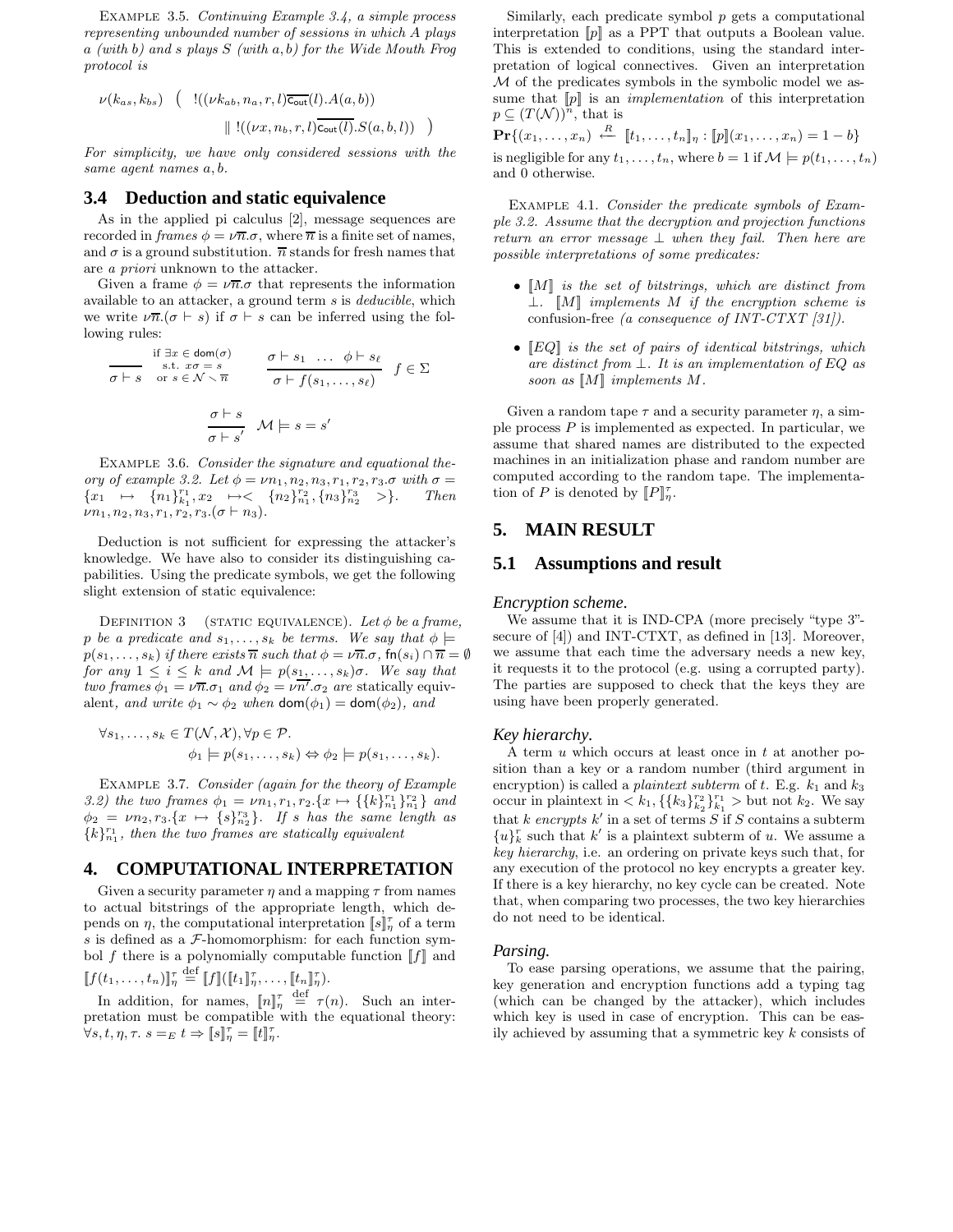EXAMPLE 3.5. *Continuing Example 3.4, a simple process representing unbounded number of sessions in which A plays a (with b) and s plays S (with a, b) for the Wide Mouth Frog protocol is*

$$\nu(k_{as}, k_{bs}) \ \Big( \ !((\nu k_{ab}, n_a, r, l)\overline{c_{out}}(l).A(a,b)) \\ \| \ !((\nu x, n_b, r, l)\overline{c_{out}(l)}.S(a,b,l)) \ \Big)$$

*For simplicity, we have only considered sessions with the same agent names a, b.*

## 3.4 Deduction and static equivalence

As in the applied pi calculus [2], message sequences are recorded in *frames* $\phi = \nu\overline{n}.\sigma$, where $\overline{n}$ is a finite set of names, and $\sigma$ is a ground substitution. $\overline{n}$ stands for fresh names that are *a priori* unknown to the attacker.

Given a frame $\phi = \nu\overline{n}.\sigma$ that represents the information available to an attacker, a ground term $s$ is *deducible*, which we write $\nu\overline{n}.(\sigma \vdash s)$ if $\sigma \vdash s$ can be inferred using the following rules:

$$\frac{}{\sigma \vdash s} \ \begin{array}{c}\text{if } \exists x \in \mathsf{dom}(\sigma)\\ \text{s.t. } x\sigma = s\\ \text{or } s \in \mathcal{N} \smallsetminus \overline{n}\end{array} \qquad \frac{\sigma \vdash s_1 \ \ \ldots \ \ \phi \vdash s_\ell}{\sigma \vdash f(s_1, \ldots, s_\ell)} \ f \in \Sigma$$

$$\frac{\sigma \vdash s}{\sigma \vdash s'} \ \ \mathcal{M} \models s = s'$$

EXAMPLE 3.6. *Consider the signature and equational theory of example 3.2. Let $\phi = \nu n_1, n_2, n_3, r_1, r_2, r_3.\sigma$ with $\sigma = \{x_1 \mapsto \{n_1\}_{k_1}^{r_1}, x_2 \mapsto <\{n_2\}_{n_1}^{r_2}, \{n_3\}_{n_2}^{r_3}>\}$. Then $\nu n_1, n_2, n_3, r_1, r_2, r_3.(\sigma \vdash n_3)$.*

Deduction is not sufficient for expressing the attacker's knowledge. We have also to consider its distinguishing capabilities. Using the predicate symbols, we get the following slight extension of static equivalence:

DEFINITION 3 (STATIC EQUIVALENCE). *Let $\phi$ be a frame, $p$ be a predicate and $s_1, \ldots, s_k$ be terms. We say that $\phi \models p(s_1, \ldots, s_k)$ if there exists $\overline{n}$ such that $\phi = \nu\overline{n}.\sigma$, $\mathsf{fn}(s_i) \cap \overline{n} = \emptyset$ for any $1 \leq i \leq k$ and $\mathcal{M} \models p(s_1, \ldots, s_k)\sigma$. We say that two frames $\phi_1 = \nu\overline{n}.\sigma_1$ and $\phi_2 = \nu\overline{n'}.\sigma_2$ are* statically equivalent*, and write $\phi_1 \sim \phi_2$ when $\mathsf{dom}(\phi_1) = \mathsf{dom}(\phi_2)$, and*

$$\forall s_1, \ldots, s_k \in T(\mathcal{N}, \mathcal{X}), \forall p \in \mathcal{P}. \\ \phi_1 \models p(s_1, \ldots, s_k) \Leftrightarrow \phi_2 \models p(s_1, \ldots, s_k).$$

EXAMPLE 3.7. *Consider (again for the theory of Example 3.2) the two frames $\phi_1 = \nu n_1, r_1, r_2.\{x \mapsto \{\{k\}_{n_1}^{r_1}\}_{n_1}^{r_2}\}$ and $\phi_2 = \nu n_2, r_3.\{x \mapsto \{s\}_{n_2}^{r_3}\}$. If $s$ has the same length as $\{k\}_{n_1}^{r_1}$, then the two frames are statically equivalent*

# 4. COMPUTATIONAL INTERPRETATION

Given a security parameter $\eta$ and a mapping $\tau$ from names to actual bitstrings of the appropriate length, which depends on $\eta$, the computational interpretation $[\![s]\!]_\eta^\tau$ of a term $s$ is defined as a $\mathcal{F}$-homomorphism: for each function symbol $f$ there is a polynomially computable function $[\![f]\!]$ and $[\![f(t_1, \ldots, t_n)]\!]_\eta^\tau \stackrel{\text{def}}{=} [\![f]\!]([\![t_1]\!]_\eta^\tau, \ldots, [\![t_n]\!]_\eta^\tau)$.

In addition, for names, $[\![n]\!]_\eta^\tau \stackrel{\text{def}}{=} \tau(n)$. Such an interpretation must be compatible with the equational theory: $\forall s, t, \eta, \tau.\ s =_E t \Rightarrow [\![s]\!]_\eta^\tau = [\![t]\!]_\eta^\tau$.

Similarly, each predicate symbol $p$ gets a computational interpretation $[\![p]\!]$ as a PPT that outputs a Boolean value. This is extended to conditions, using the standard interpretation of logical connectives. Given an interpretation $\mathcal{M}$ of the predicates symbols in the symbolic model we assume that $[\![p]\!]$ is an *implementation* of this interpretation $p \subseteq (T(\mathcal{N}))^n$, that is

$$\mathbf{Pr}\{(x_1, \ldots, x_n) \stackrel{R}{\longleftarrow} [\![t_1, \ldots, t_n]\!]_\eta : [\![p]\!](x_1, \ldots, x_n) = 1 - b\}$$

is negligible for any $t_1, \ldots, t_n$, where $b = 1$ if $\mathcal{M} \models p(t_1, \ldots, t_n)$ and 0 otherwise.

EXAMPLE 4.1. *Consider the predicate symbols of Example 3.2. Assume that the decryption and projection functions return an error message $\perp$ when they fail. Then here are possible interpretations of some predicates:*

- *$[\![M]\!]$ is the set of bitstrings, which are distinct from $\perp$. $[\![M]\!]$ implements $M$ if the encryption scheme is* confusion-free *(a consequence of INT-CTXT [31]).*
- *$[\![EQ]\!]$ is the set of pairs of identical bitstrings, which are distinct from $\perp$. It is an implementation of $EQ$ as soon as $[\![M]\!]$ implements $M$.*

Given a random tape $\tau$ and a security parameter $\eta$, a simple process $P$ is implemented as expected. In particular, we assume that shared names are distributed to the expected machines in an initialization phase and random number are computed according to the random tape. The implementation of $P$ is denoted by $[\![P]\!]_\eta^\tau$.

# 5. MAIN RESULT

## 5.1 Assumptions and result

### *Encryption scheme.*

We assume that it is IND-CPA (more precisely "type 3"-secure of [4]) and INT-CTXT, as defined in [13]. Moreover, we assume that each time the adversary needs a new key, it requests it to the protocol (e.g. using a corrupted party). The parties are supposed to check that the keys they are using have been properly generated.

### *Key hierarchy.*

A term $u$ which occurs at least once in $t$ at another position than a key or a random number (third argument in encryption) is called a *plaintext subterm* of $t$. E.g. $k_1$ and $k_3$ occur in plaintext in $< k_1, \{\{k_3\}_{k_2}^{r_2}\}_{k_1}^{r_1} >$ but not $k_2$. We say that $k$ *encrypts* $k'$ in a set of terms $S$ if $S$ contains a subterm $\{u\}_k^r$ such that $k'$ is a plaintext subterm of $u$. We assume a *key hierarchy*, i.e. an ordering on private keys such that, for any execution of the protocol no key encrypts a greater key. If there is a key hierarchy, no key cycle can be created. Note that, when comparing two processes, the two key hierarchies do not need to be identical.

### *Parsing.*

To ease parsing operations, we assume that the pairing, key generation and encryption functions add a typing tag (which can be changed by the attacker), which includes which key is used in case of encryption. This can be easily achieved by assuming that a symmetric key $k$ consists of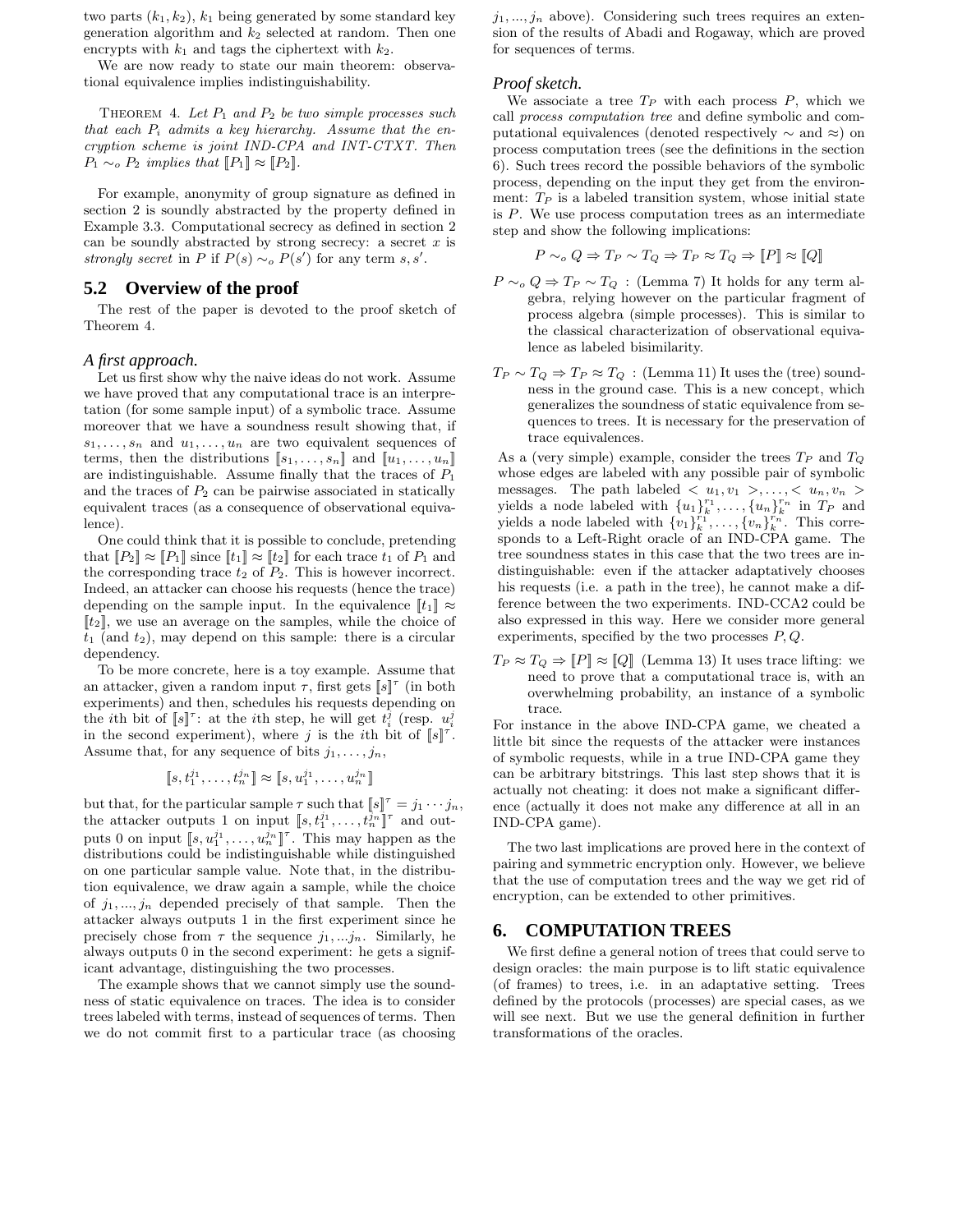two parts $(k_1, k_2)$, $k_1$ being generated by some standard key generation algorithm and $k_2$ selected at random. Then one encrypts with $k_1$ and tags the ciphertext with $k_2$.

We are now ready to state our main theorem: observational equivalence implies indistinguishability.

THEOREM 4. *Let $P_1$ and $P_2$ be two simple processes such that each $P_i$ admits a key hierarchy. Assume that the encryption scheme is joint IND-CPA and INT-CTXT. Then $P_1 \sim_o P_2$ implies that $[\![P_1]\!] \approx [\![P_2]\!]$.*

For example, anonymity of group signature as defined in section 2 is soundly abstracted by the property defined in Example 3.3. Computational secrecy as defined in section 2 can be soundly abstracted by strong secrecy: a secret $x$ is *strongly secret* in $P$ if $P(s) \sim_o P(s')$ for any term $s, s'$.

## 5.2 Overview of the proof

The rest of the paper is devoted to the proof sketch of Theorem 4.

### *A first approach.*

Let us first show why the naive ideas do not work. Assume we have proved that any computational trace is an interpretation (for some sample input) of a symbolic trace. Assume moreover that we have a soundness result showing that, if $s_1, \ldots, s_n$ and $u_1, \ldots, u_n$ are two equivalent sequences of terms, then the distributions $[\![s_1, \ldots, s_n]\!]$ and $[\![u_1, \ldots, u_n]\!]$ are indistinguishable. Assume finally that the traces of $P_1$ and the traces of $P_2$ can be pairwise associated in statically equivalent traces (as a consequence of observational equivalence).

One could think that it is possible to conclude, pretending that $[\![P_2]\!] \approx [\![P_1]\!]$ since $[\![t_1]\!] \approx [\![t_2]\!]$ for each trace $t_1$ of $P_1$ and the corresponding trace $t_2$ of $P_2$. This is however incorrect. Indeed, an attacker can choose his requests (hence the trace) depending on the sample input. In the equivalence $[\![t_1]\!] \approx [\![t_2]\!]$, we use an average on the samples, while the choice of $t_1$ (and $t_2$), may depend on this sample: there is a circular dependency.

To be more concrete, here is a toy example. Assume that an attacker, given a random input $\tau$, first gets $[\![s]\!]^\tau$ (in both experiments) and then, schedules his requests depending on the $i$th bit of $[\![s]\!]^\tau$: at the $i$th step, he will get $t_i^j$ (resp. $u_i^j$ in the second experiment), where $j$ is the $i$th bit of $[\![s]\!]^\tau$. Assume that, for any sequence of bits $j_1, \ldots, j_n$,

$$[\![s, t_1^{j_1}, \ldots, t_n^{j_n}]\!] \approx [\![s, u_1^{j_1}, \ldots, u_n^{j_n}]\!]$$

but that, for the particular sample $\tau$ such that $[\![s]\!]^\tau = j_1 \cdots j_n$, the attacker outputs 1 on input $[\![s, t_1^{j_1}, \ldots, t_n^{j_n}]\!]^\tau$ and outputs 0 on input $[\![s, u_1^{j_1}, \ldots, u_n^{j_n}]\!]^\tau$. This may happen as the distributions could be indistinguishable while distinguished on one particular sample value. Note that, in the distribution equivalence, we draw again a sample, while the choice of $j_1, ..., j_n$ depended precisely of that sample. Then the attacker always outputs 1 in the first experiment since he precisely chose from $\tau$ the sequence $j_1, ...j_n$. Similarly, he always outputs 0 in the second experiment: he gets a significant advantage, distinguishing the two processes.

The example shows that we cannot simply use the soundness of static equivalence on traces. The idea is to consider trees labeled with terms, instead of sequences of terms. Then we do not commit first to a particular trace (as choosing $j_1, ..., j_n$ above). Considering such trees requires an extension of the results of Abadi and Rogaway, which are proved for sequences of terms.

### *Proof sketch.*

We associate a tree $T_P$ with each process $P$, which we call *process computation tree* and define symbolic and computational equivalences (denoted respectively $\sim$ and $\approx$) on process computation trees (see the definitions in the section 6). Such trees record the possible behaviors of the symbolic process, depending on the input they get from the environment: $T_P$ is a labeled transition system, whose initial state is $P$. We use process computation trees as an intermediate step and show the following implications:

$$P \sim_o Q \Rightarrow T_P \sim T_Q \Rightarrow T_P \approx T_Q \Rightarrow [\![P]\!] \approx [\![Q]\!]$$

- $P \sim_o Q \Rightarrow T_P \sim T_Q$ : (Lemma 7) It holds for any term algebra, relying however on the particular fragment of process algebra (simple processes). This is similar to the classical characterization of observational equivalence as labeled bisimilarity.
- $T_P \sim T_Q \Rightarrow T_P \approx T_Q$ : (Lemma 11) It uses the (tree) soundness in the ground case. This is a new concept, which generalizes the soundness of static equivalence from sequences to trees. It is necessary for the preservation of trace equivalences.

As a (very simple) example, consider the trees $T_P$ and $T_Q$ whose edges are labeled with any possible pair of symbolic messages. The path labeled $< u_1, v_1 >, \ldots, < u_n, v_n >$ yields a node labeled with $\{u_1\}_k^{r_1}, \ldots, \{u_n\}_k^{r_n}$ in $T_P$ and yields a node labeled with $\{v_1\}_k^{r_1}, \ldots, \{v_n\}_k^{r_n}$. This corresponds to a Left-Right oracle of an IND-CPA game. The tree soundness states in this case that the two trees are indistinguishable: even if the attacker adaptatively chooses his requests (i.e. a path in the tree), he cannot make a difference between the two experiments. IND-CCA2 could be also expressed in this way. Here we consider more general experiments, specified by the two processes $P, Q$.

- $T_P \approx T_Q \Rightarrow [\![P]\!] \approx [\![Q]\!]$ (Lemma 13) It uses trace lifting: we need to prove that a computational trace is, with an overwhelming probability, an instance of a symbolic trace.

For instance in the above IND-CPA game, we cheated a little bit since the requests of the attacker were instances of symbolic requests, while in a true IND-CPA game they can be arbitrary bitstrings. This last step shows that it is actually not cheating: it does not make a significant difference (actually it does not make any difference at all in an IND-CPA game).

The two last implications are proved here in the context of pairing and symmetric encryption only. However, we believe that the use of computation trees and the way we get rid of encryption, can be extended to other primitives.

# 6. COMPUTATION TREES

We first define a general notion of trees that could serve to design oracles: the main purpose is to lift static equivalence (of frames) to trees, i.e. in an adaptative setting. Trees defined by the protocols (processes) are special cases, as we will see next. But we use the general definition in further transformations of the oracles.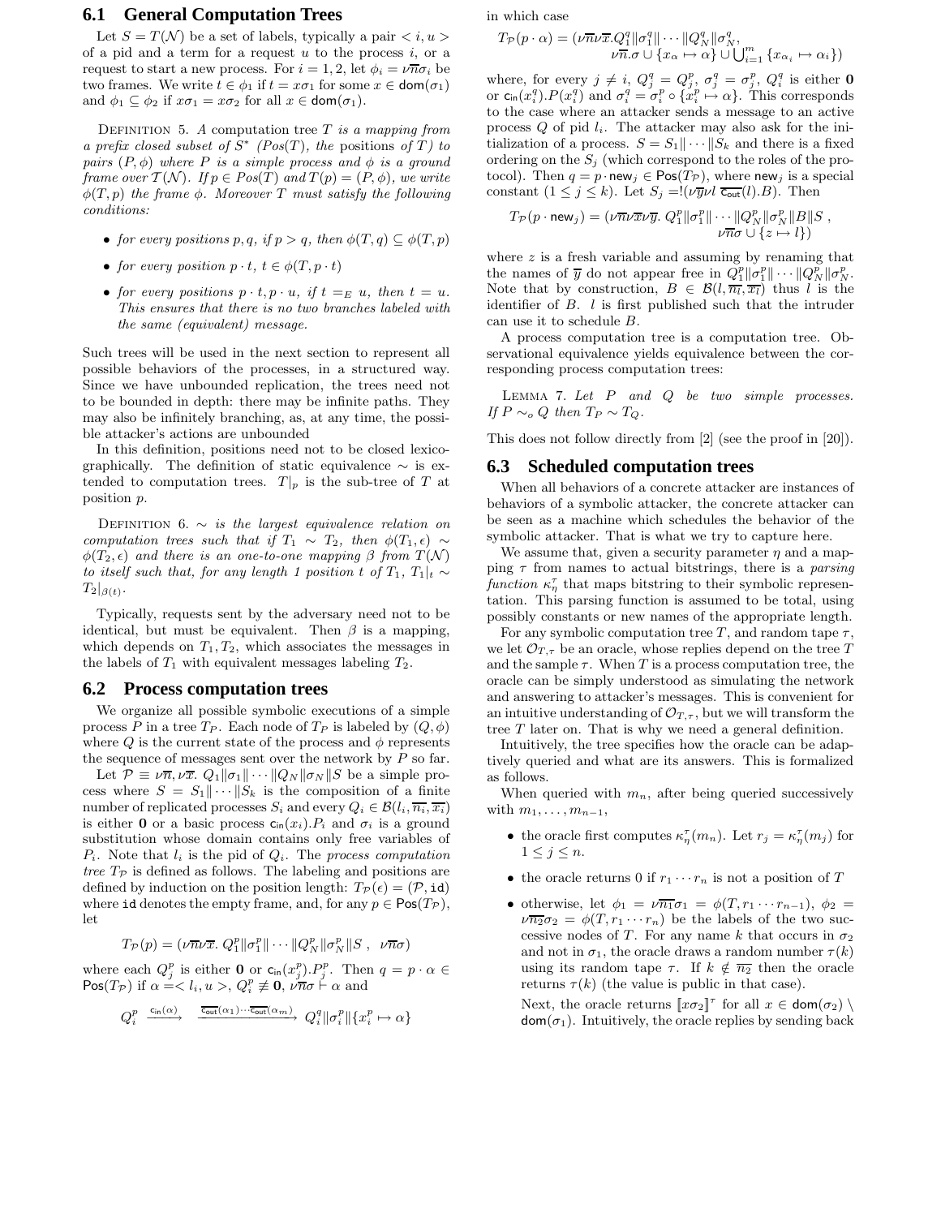## 6.1 General Computation Trees

Let $S = T(\mathcal{N})$ be a set of labels, typically a pair $< i, u >$ of a pid and a term for a request $u$ to the process $i$, or a request to start a new process. For $i = 1, 2$, let $\phi_i = \nu\overline{n}\sigma_i$ be two frames. We write $t \in \phi_1$ if $t = x\sigma_1$ for some $x \in \mathsf{dom}(\sigma_1)$ and $\phi_1 \subseteq \phi_2$ if $x\sigma_1 = x\sigma_2$ for all $x \in \mathsf{dom}(\sigma_1)$.

Definition 5. *A computation tree $T$ is a mapping from a prefix closed subset of $S^*$ ($Pos(T)$, the* positions *of $T$) to pairs $(P, \phi)$ where $P$ is a simple process and $\phi$ is a ground frame over $\mathcal{T}(\mathcal{N})$. If $p \in Pos(T)$ and $T(p) = (P, \phi)$, we write $\phi(T, p)$ the frame $\phi$. Moreover $T$ must satisfy the following conditions:*

- *for every positions $p, q$, if $p > q$, then $\phi(T, q) \subseteq \phi(T, p)$*
- *for every position $p \cdot t$, $t \in \phi(T, p \cdot t)$*
- *for every positions $p \cdot t, p \cdot u$, if $t =_E u$, then $t = u$. This ensures that there is no two branches labeled with the same (equivalent) message.*

Such trees will be used in the next section to represent all possible behaviors of the processes, in a structured way. Since we have unbounded replication, the trees need not to be bounded in depth: there may be infinite paths. They may also be infinitely branching, as, at any time, the possible attacker's actions are unbounded

In this definition, positions need not to be closed lexicographically. The definition of static equivalence $\sim$ is extended to computation trees. $T|_p$ is the sub-tree of $T$ at position $p$.

Definition 6. *$\sim$ is the largest equivalence relation on computation trees such that if $T_1 \sim T_2$, then $\phi(T_1, \epsilon) \sim \phi(T_2, \epsilon)$ and there is an one-to-one mapping $\beta$ from $T(\mathcal{N})$ to itself such that, for any length 1 position $t$ of $T_1$, $T_1|_t \sim T_2|_{\beta(t)}$.*

Typically, requests sent by the adversary need not to be identical, but must be equivalent. Then $\beta$ is a mapping, which depends on $T_1, T_2$, which associates the messages in the labels of $T_1$ with equivalent messages labeling $T_2$.

## 6.2 Process computation trees

We organize all possible simple executions of a simple process $P$ in a tree $T_P$. Each node of $T_P$ is labeled by $(Q, \phi)$ where $Q$ is the current state of the process and $\phi$ represents the sequence of messages sent over the network by $P$ so far.

Let $\mathcal{P} \equiv \nu\overline{n}, \nu\overline{x}.\ Q_1\|\sigma_1\| \cdots \|Q_N\|\sigma_N\|S$ be a simple process where $S = S_1\| \cdots \|S_k$ is the composition of a finite number of replicated processes $S_i$ and every $Q_i \in \mathcal{B}(l_i, \overline{n_i}, \overline{x_i})$ is either $\mathbf{0}$ or a basic process $\mathsf{c_{in}}(x_i).P_i$ and $\sigma_i$ is a ground substitution whose domain contains only free variables of $P_i$. Note that $l_i$ is the pid of $Q_i$. The *process computation tree* $T_\mathcal{P}$ is defined as follows. The labeling and positions are defined by induction on the position length: $T_\mathcal{P}(\epsilon) = (\mathcal{P}, \mathtt{id})$ where $\mathtt{id}$ denotes the empty frame, and, for any $p \in \mathsf{Pos}(T_\mathcal{P})$, let

$$T_\mathcal{P}(p) = (\nu\overline{n}\nu\overline{x}.\ Q_1^p\|\sigma_1^p\| \cdots \|Q_N^p\|\sigma_N^p\|S\ ,\ \ \nu\overline{n}\sigma)$$

where each $Q_j^p$ is either $\mathbf{0}$ or $\mathsf{c_{in}}(x_j^p).P_j^p$. Then $q = p \cdot \alpha \in \mathsf{Pos}(T_\mathcal{P})$ if $\alpha =< l_i, u >$, $Q_i^p \not\equiv \mathbf{0}$, $\nu\overline{n}\sigma \vdash \alpha$ and

$$Q_i^p \xrightarrow{\mathsf{c_{in}}(\alpha)} \xrightarrow{\overline{\mathsf{c_{out}}}(\alpha_1)\cdots\overline{\mathsf{c_{out}}}(\alpha_m)} Q_i^q\|\sigma_i^p\|\{x_i^p \mapsto \alpha\}$$

in which case

$$T_\mathcal{P}(p \cdot \alpha) = (\nu\overline{n}\nu\overline{x}.Q_1^q\|\sigma_1^q\| \cdots \|Q_N^q\|\sigma_N^q, \nu\overline{n}.\sigma \cup \{x_\alpha \mapsto \alpha\} \cup \textstyle\bigcup_{i=1}^m \{x_{\alpha_i} \mapsto \alpha_i\})$$

where, for every $j \neq i$, $Q_j^q = Q_j^p$, $\sigma_j^q = \sigma_j^p$, $Q_i^q$ is either $\mathbf{0}$ or $\mathsf{c_{in}}(x_i^q).P(x_i^q)$ and $\sigma_i^q = \sigma_i^p \circ \{x_i^p \mapsto \alpha\}$. This corresponds to the case where an attacker sends a message to an active process $Q$ of pid $l_i$. The attacker may also ask for the initialization of a process. $S = S_1\| \cdots \|S_k$ and there is a fixed ordering on the $S_j$ (which correspond to the roles of the protocol). Then $q = p \cdot \mathsf{new}_j \in \mathsf{Pos}(T_\mathcal{P})$, where $\mathsf{new}_j$ is a special constant $(1 \le j \le k)$. Let $S_j = !(\nu\overline{y}\nu l\ \overline{\mathsf{c_{out}}}(l).B)$. Then

$$T_\mathcal{P}(p \cdot \mathsf{new}_j) = (\nu\overline{n}\nu\overline{x}\nu\overline{y}.\ Q_1^p\|\sigma_1^p\| \cdots \|Q_N^p\|\sigma_N^p\|B\|S\ ,\ \nu\overline{n}\sigma \cup \{z \mapsto l\})$$

where $z$ is a fresh variable and assuming by renaming that the names of $\overline{y}$ do not appear free in $Q_1^p\|\sigma_1^p\| \cdots \|Q_N^p\|\sigma_N^p$. Note that by construction, $B \in \mathcal{B}(l, \overline{n_l}, \overline{x_l})$ thus $l$ is the identifier of $B$. $l$ is first published such that the intruder can use it to schedule $B$.

A process computation tree is a computation tree. Observational equivalence yields equivalence between the corresponding process computation trees:

Lemma 7. *Let $P$ and $Q$ be two simple processes. If $P \sim_o Q$ then $T_P \sim T_Q$.*

This does not follow directly from [2] (see the proof in [20]).

## 6.3 Scheduled computation trees

When all behaviors of a concrete attacker are instances of behaviors of a symbolic attacker, the concrete attacker can be seen as a machine which schedules the behavior of the symbolic attacker. That is what we try to capture here.

We assume that, given a security parameter $\eta$ and a mapping $\tau$ from names to actual bitstrings, there is a *parsing function* $\kappa_\eta^\tau$ that maps bitstring to their symbolic representation. This parsing function is assumed to be total, using possibly constants or new names of the appropriate length.

For any symbolic computation tree $T$, and random tape $\tau$, we let $\mathcal{O}_{T,\tau}$ be an oracle, whose replies depend on the tree $T$ and the sample $\tau$. When $T$ is a process computation tree, the oracle can be simply understood as simulating the network and answering to attacker's messages. This is convenient for an intuitive understanding of $\mathcal{O}_{T,\tau}$, but we will transform the tree $T$ later on. That is why we need a general definition.

Intuitively, the tree specifies how the oracle can be adaptively queried and what are its answers. This is formalized as follows.

When queried with $m_n$, after being queried successively with $m_1, \ldots, m_{n-1}$,

- the oracle first computes $\kappa_\eta^\tau(m_n)$. Let $r_j = \kappa_\eta^\tau(m_j)$ for $1 \le j \le n$.
- the oracle returns 0 if $r_1 \cdots r_n$ is not a position of $T$
- otherwise, let $\phi_1 = \nu\overline{n_1}\sigma_1 = \phi(T, r_1 \cdots r_{n-1})$, $\phi_2 = \nu\overline{n_2}\sigma_2 = \phi(T, r_1 \cdots r_n)$ be the labels of the two successive nodes of $T$. For any name $k$ that occurs in $\sigma_2$ and not in $\sigma_1$, the oracle draws a random number $\tau(k)$ using its random tape $\tau$. If $k \notin \overline{n_2}$ then the oracle returns $\tau(k)$ (the value is public in that case).

  Next, the oracle returns $[\![x\sigma_2]\!]^\tau$ for all $x \in \mathsf{dom}(\sigma_2) \setminus \mathsf{dom}(\sigma_1)$. Intuitively, the oracle replies by sending back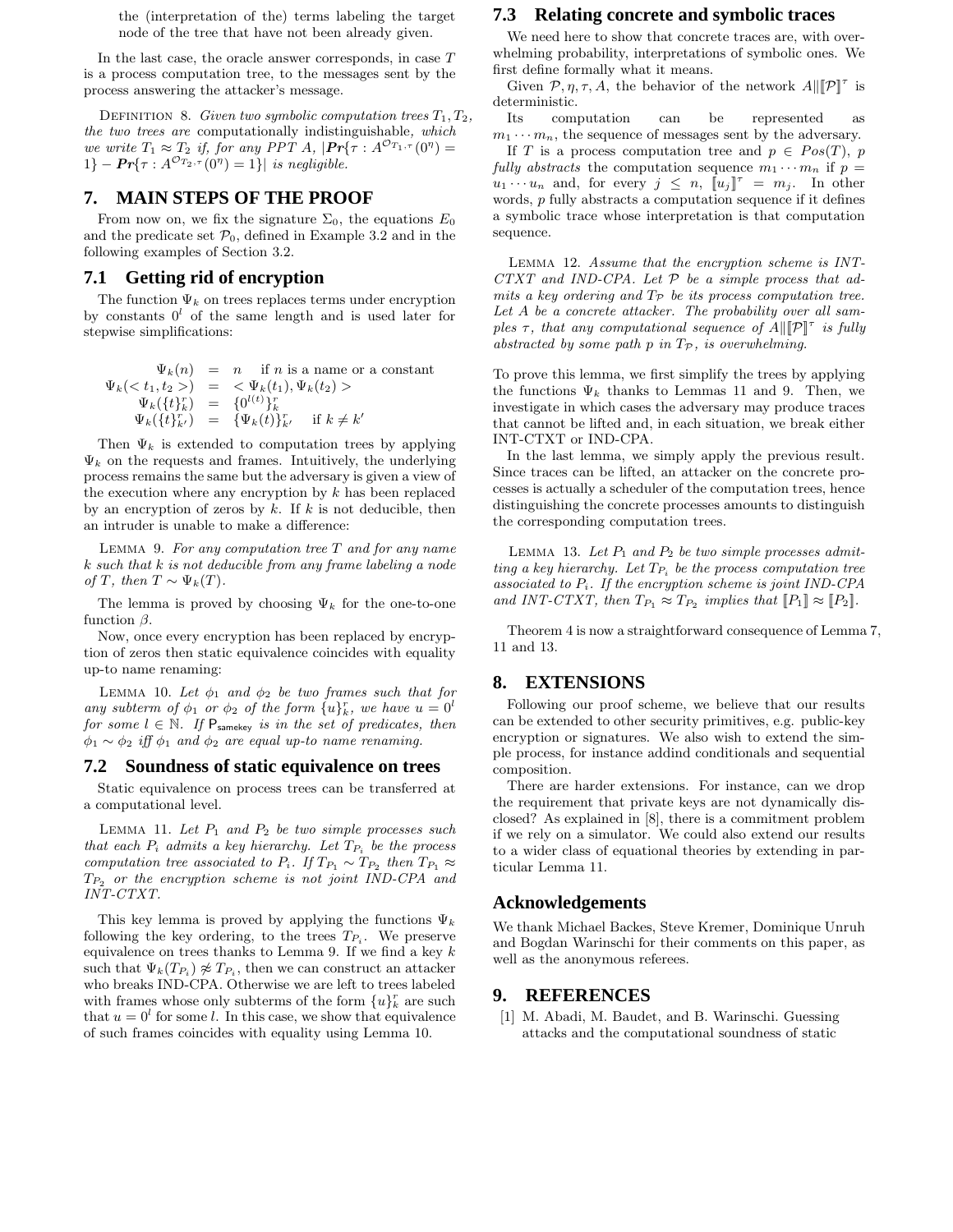the (interpretation of the) terms labeling the target node of the tree that have not been already given.

In the last case, the oracle answer corresponds, in case $T$ is a process computation tree, to the messages sent by the process answering the attacker's message.

Definition 8. *Given two symbolic computation trees $T_1, T_2$, the two trees are* computationally indistinguishable, *which we write $T_1 \approx T_2$ if, for any PPT $A$, $|\mathbf{Pr}\{\tau : A^{\mathcal{O}_{T_1,\tau}}(0^\eta) = 1\} - \mathbf{Pr}\{\tau : A^{\mathcal{O}_{T_2,\tau}}(0^\eta) = 1\}|$ is negligible.*

# 7. MAIN STEPS OF THE PROOF

From now on, we fix the signature $\Sigma_0$, the equations $E_0$ and the predicate set $\mathcal{P}_0$, defined in Example 3.2 and in the following examples of Section 3.2.

## 7.1 Getting rid of encryption

The function $\Psi_k$ on trees replaces terms under encryption by constants $0^l$ of the same length and is used later for stepwise simplifications:

$$\begin{array}{rcll}
\Psi_k(n) & = & n & \text{if } n \text{ is a name or a constant} \\
\Psi_k(<t_1, t_2>) & = & <\Psi_k(t_1), \Psi_k(t_2)> & \\
\Psi_k(\{t\}_k^r) & = & \{0^{l(t)}\}_k^r & \\
\Psi_k(\{t\}_{k'}^r) & = & \{\Psi_k(t)\}_{k'}^r & \text{if } k \neq k'
\end{array}$$

Then $\Psi_k$ is extended to computation trees by applying $\Psi_k$ on the requests and frames. Intuitively, the underlying process remains the same but the adversary is given a view of the execution where any encryption by $k$ has been replaced by an encryption of zeros by $k$. If $k$ is not deducible, then an intruder is unable to make a difference:

Lemma 9. *For any computation tree $T$ and for any name $k$ such that $k$ is not deducible from any frame labeling a node of $T$, then $T \sim \Psi_k(T)$.*

The lemma is proved by choosing $\Psi_k$ for the one-to-one function $\beta$.

Now, once every encryption has been replaced by encryption of zeros then static equivalence coincides with equality up-to name renaming:

Lemma 10. *Let $\phi_1$ and $\phi_2$ be two frames such that for any subterm of $\phi_1$ or $\phi_2$ of the form $\{u\}_k^r$, we have $u = 0^l$ for some $l \in \mathbb{N}$. If $\mathsf{P}_{\mathsf{samekey}}$ is in the set of predicates, then $\phi_1 \sim \phi_2$ iff $\phi_1$ and $\phi_2$ are equal up-to name renaming.*

## 7.2 Soundness of static equivalence on trees

Static equivalence on process trees can be transferred at a computational level.

Lemma 11. *Let $P_1$ and $P_2$ be two simple processes such that each $P_i$ admits a key hierarchy. Let $T_{P_i}$ be the process computation tree associated to $P_i$. If $T_{P_1} \sim T_{P_2}$ then $T_{P_1} \approx T_{P_2}$ or the encryption scheme is not joint IND-CPA and INT-CTXT.*

This key lemma is proved by applying the functions $\Psi_k$ following the key ordering, to the trees $T_{P_i}$. We preserve equivalence on trees thanks to Lemma 9. If we find a key $k$ such that $\Psi_k(T_{P_i}) \not\approx T_{P_i}$, then we can construct an attacker who breaks IND-CPA. Otherwise we are left to trees labeled with frames whose only subterms of the form $\{u\}_k^r$ are such that $u = 0^l$ for some $l$. In this case, we show that equivalence of such frames coincides with equality using Lemma 10.

## 7.3 Relating concrete and symbolic traces

We need here to show that concrete traces are, with overwhelming probability, interpretations of symbolic ones. We first define formally what it means.

Given $\mathcal{P}, \eta, \tau, A$, the behavior of the network $A\|[\![\mathcal{P}]\!]^\tau$ is deterministic.

Its computation can be represented as $m_1 \cdots m_n$, the sequence of messages sent by the adversary.

If $T$ is a process computation tree and $p \in Pos(T)$, $p$ *fully abstracts* the computation sequence $m_1 \cdots m_n$ if $p = u_1 \cdots u_n$ and, for every $j \leq n$, $[\![u_j]\!]^\tau = m_j$. In other words, $p$ fully abstracts a computation sequence if it defines a symbolic trace whose interpretation is that computation sequence.

Lemma 12. *Assume that the encryption scheme is INT-CTXT and IND-CPA. Let $\mathcal{P}$ be a simple process that admits a key ordering and $T_{\mathcal{P}}$ be its process computation tree. Let $A$ be a concrete attacker. The probability over all samples $\tau$, that any computational sequence of $A\|[\![\mathcal{P}]\!]^\tau$ is fully abstracted by some path $p$ in $T_{\mathcal{P}}$, is overwhelming.*

To prove this lemma, we first simplify the trees by applying the functions $\Psi_k$ thanks to Lemmas 11 and 9. Then, we investigate in which cases the adversary may produce traces that cannot be lifted and, in each situation, we break either INT-CTXT or IND-CPA.

In the last lemma, we simply apply the previous result. Since traces can be lifted, an attacker on the concrete processes is actually a scheduler of the computation trees, hence distinguishing the concrete processes amounts to distinguish the corresponding computation trees.

Lemma 13. *Let $P_1$ and $P_2$ be two simple processes admitting a key hierarchy. Let $T_{P_i}$ be the process computation tree associated to $P_i$. If the encryption scheme is joint IND-CPA and INT-CTXT, then $T_{P_1} \approx T_{P_2}$ implies that $[\![P_1]\!] \approx [\![P_2]\!]$.*

Theorem 4 is now a straightforward consequence of Lemma 7, 11 and 13.

# 8. EXTENSIONS

Following our proof scheme, we believe that our results can be extended to other security primitives, e.g. public-key encryption or signatures. We also wish to extend the simple process, for instance addind conditionals and sequential composition.

There are harder extensions. For instance, can we drop the requirement that private keys are not dynamically disclosed? As explained in [8], there is a commitment problem if we rely on a simulator. We could also extend our results to a wider class of equational theories by extending in particular Lemma 11.

## Acknowledgements

We thank Michael Backes, Steve Kremer, Dominique Unruh and Bogdan Warinschi for their comments on this paper, as well as the anonymous referees.

# 9. REFERENCES

[1] M. Abadi, M. Baudet, and B. Warinschi. Guessing attacks and the computational soundness of static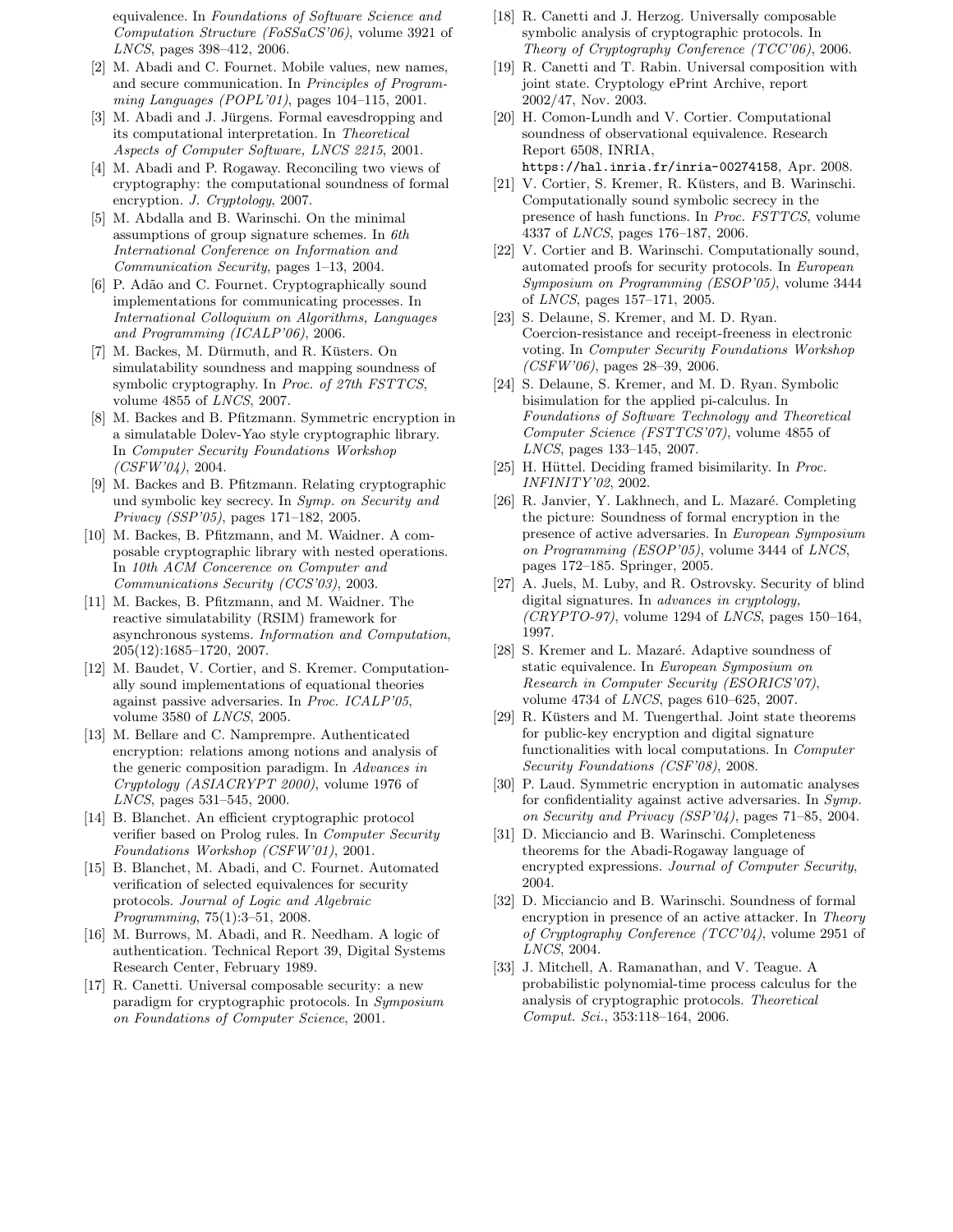equivalence. In *Foundations of Software Science and Computation Structure (FoSSaCS'06)*, volume 3921 of *LNCS*, pages 398–412, 2006.

[2] M. Abadi and C. Fournet. Mobile values, new names, and secure communication. In *Principles of Programming Languages (POPL'01)*, pages 104–115, 2001.

[3] M. Abadi and J. Jürgens. Formal eavesdropping and its computational interpretation. In *Theoretical Aspects of Computer Software, LNCS 2215*, 2001.

[4] M. Abadi and P. Rogaway. Reconciling two views of cryptography: the computational soundness of formal encryption. *J. Cryptology*, 2007.

[5] M. Abdalla and B. Warinschi. On the minimal assumptions of group signature schemes. In *6th International Conference on Information and Communication Security*, pages 1–13, 2004.

[6] P. Adão and C. Fournet. Cryptographically sound implementations for communicating processes. In *International Colloquium on Algorithms, Languages and Programming (ICALP'06)*, 2006.

[7] M. Backes, M. Dürmuth, and R. Küsters. On simulatability soundness and mapping soundness of symbolic cryptography. In *Proc. of 27th FSTTCS*, volume 4855 of *LNCS*, 2007.

[8] M. Backes and B. Pfitzmann. Symmetric encryption in a simulatable Dolev-Yao style cryptographic library. In *Computer Security Foundations Workshop (CSFW'04)*, 2004.

[9] M. Backes and B. Pfitzmann. Relating cryptographic und symbolic key secrecy. In *Symp. on Security and Privacy (SSP'05)*, pages 171–182, 2005.

[10] M. Backes, B. Pfitzmann, and M. Waidner. A composable cryptographic library with nested operations. In *10th ACM Concerence on Computer and Communications Security (CCS'03)*, 2003.

[11] M. Backes, B. Pfitzmann, and M. Waidner. The reactive simulatability (RSIM) framework for asynchronous systems. *Information and Computation*, 205(12):1685–1720, 2007.

[12] M. Baudet, V. Cortier, and S. Kremer. Computationally sound implementations of equational theories against passive adversaries. In *Proc. ICALP'05*, volume 3580 of *LNCS*, 2005.

[13] M. Bellare and C. Namprempre. Authenticated encryption: relations among notions and analysis of the generic composition paradigm. In *Advances in Cryptology (ASIACRYPT 2000)*, volume 1976 of *LNCS*, pages 531–545, 2000.

[14] B. Blanchet. An efficient cryptographic protocol verifier based on Prolog rules. In *Computer Security Foundations Workshop (CSFW'01)*, 2001.

[15] B. Blanchet, M. Abadi, and C. Fournet. Automated verification of selected equivalences for security protocols. *Journal of Logic and Algebraic Programming*, 75(1):3–51, 2008.

[16] M. Burrows, M. Abadi, and R. Needham. A logic of authentication. Technical Report 39, Digital Systems Research Center, February 1989.

[17] R. Canetti. Universal composable security: a new paradigm for cryptographic protocols. In *Symposium on Foundations of Computer Science*, 2001.

[18] R. Canetti and J. Herzog. Universally composable symbolic analysis of cryptographic protocols. In *Theory of Cryptography Conference (TCC'06)*, 2006.

[19] R. Canetti and T. Rabin. Universal composition with joint state. Cryptology ePrint Archive, report 2002/47, Nov. 2003.

[20] H. Comon-Lundh and V. Cortier. Computational soundness of observational equivalence. Research Report 6508, INRIA, `https://hal.inria.fr/inria-00274158`, Apr. 2008.

[21] V. Cortier, S. Kremer, R. Küsters, and B. Warinschi. Computationally sound symbolic secrecy in the presence of hash functions. In *Proc. FSTTCS*, volume 4337 of *LNCS*, pages 176–187, 2006.

[22] V. Cortier and B. Warinschi. Computationally sound, automated proofs for security protocols. In *European Symposium on Programming (ESOP'05)*, volume 3444 of *LNCS*, pages 157–171, 2005.

[23] S. Delaune, S. Kremer, and M. D. Ryan. Coercion-resistance and receipt-freeness in electronic voting. In *Computer Security Foundations Workshop (CSFW'06)*, pages 28–39, 2006.

[24] S. Delaune, S. Kremer, and M. D. Ryan. Symbolic bisimulation for the applied pi-calculus. In *Foundations of Software Technology and Theoretical Computer Science (FSTTCS'07)*, volume 4855 of *LNCS*, pages 133–145, 2007.

[25] H. Hüttel. Deciding framed bisimilarity. In *Proc. INFINITY'02*, 2002.

[26] R. Janvier, Y. Lakhnech, and L. Mazaré. Completing the picture: Soundness of formal encryption in the presence of active adversaries. In *European Symposium on Programming (ESOP'05)*, volume 3444 of *LNCS*, pages 172–185. Springer, 2005.

[27] A. Juels, M. Luby, and R. Ostrovsky. Security of blind digital signatures. In *advances in cryptology, (CRYPTO-97)*, volume 1294 of *LNCS*, pages 150–164, 1997.

[28] S. Kremer and L. Mazaré. Adaptive soundness of static equivalence. In *European Symposium on Research in Computer Security (ESORICS'07)*, volume 4734 of *LNCS*, pages 610–625, 2007.

[29] R. Küsters and M. Tuengerthal. Joint state theorems for public-key encryption and digital signature functionalities with local computations. In *Computer Security Foundations (CSF'08)*, 2008.

[30] P. Laud. Symmetric encryption in automatic analyses for confidentiality against active adversaries. In *Symp. on Security and Privacy (SSP'04)*, pages 71–85, 2004.

[31] D. Micciancio and B. Warinschi. Completeness theorems for the Abadi-Rogaway language of encrypted expressions. *Journal of Computer Security*, 2004.

[32] D. Micciancio and B. Warinschi. Soundness of formal encryption in presence of an active attacker. In *Theory of Cryptography Conference (TCC'04)*, volume 2951 of *LNCS*, 2004.

[33] J. Mitchell, A. Ramanathan, and V. Teague. A probabilistic polynomial-time process calculus for the analysis of cryptographic protocols. *Theoretical Comput. Sci.*, 353:118–164, 2006.